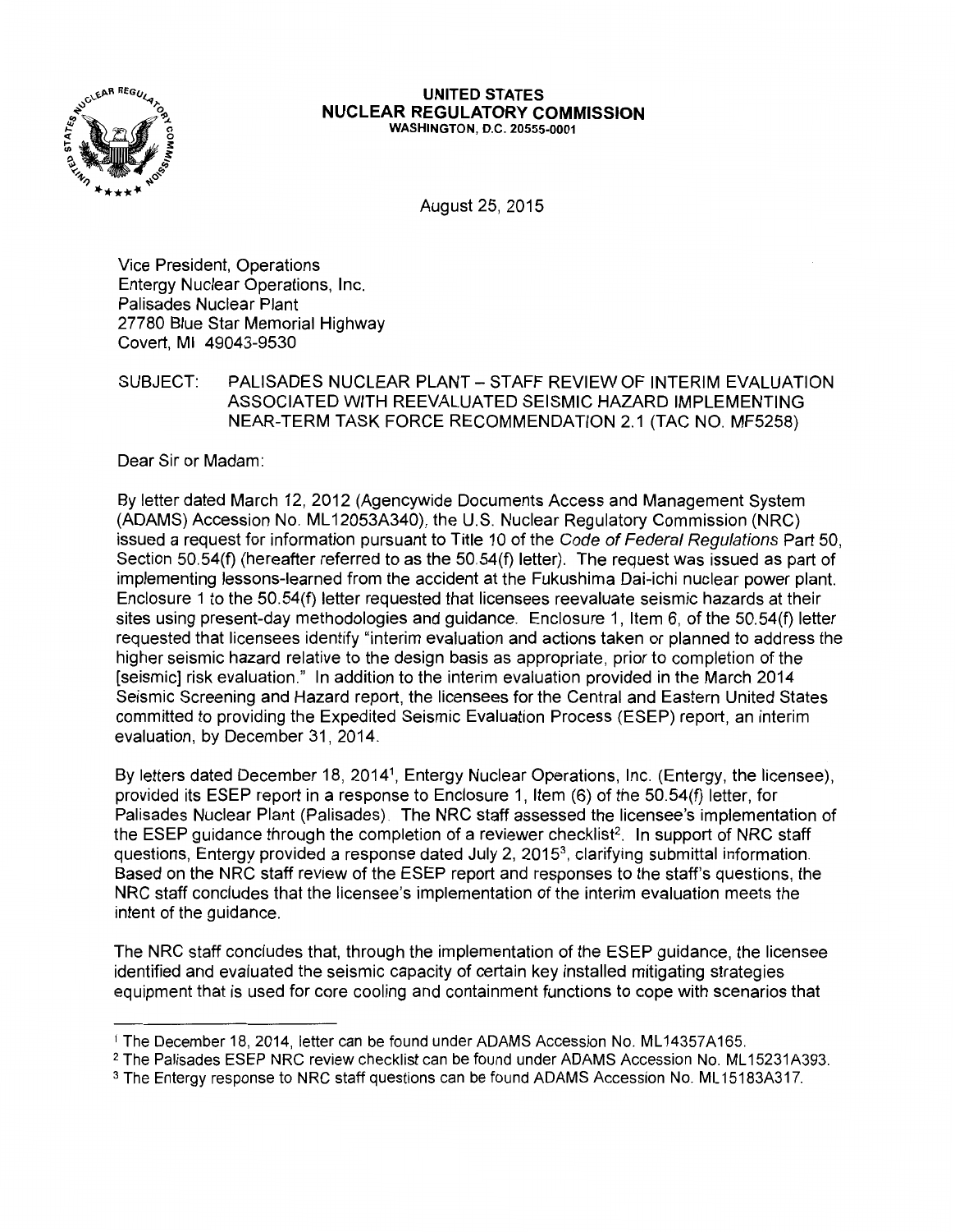**UNITED STATES**
**NUCLEAR REGULATORY COMMISSION**
WASHINGTON, D.C. 20555-0001

August 25, 2015

Vice President, Operations
Entergy Nuclear Operations, Inc.
Palisades Nuclear Plant
27780 Blue Star Memorial Highway
Covert, MI 49043-9530

SUBJECT: PALISADES NUCLEAR PLANT – STAFF REVIEW OF INTERIM EVALUATION ASSOCIATED WITH REEVALUATED SEISMIC HAZARD IMPLEMENTING NEAR-TERM TASK FORCE RECOMMENDATION 2.1 (TAC NO. MF5258)

Dear Sir or Madam:

By letter dated March 12, 2012 (Agencywide Documents Access and Management System (ADAMS) Accession No. ML12053A340), the U.S. Nuclear Regulatory Commission (NRC) issued a request for information pursuant to Title 10 of the *Code of Federal Regulations* Part 50, Section 50.54(f) (hereafter referred to as the 50.54(f) letter). The request was issued as part of implementing lessons-learned from the accident at the Fukushima Dai-ichi nuclear power plant. Enclosure 1 to the 50.54(f) letter requested that licensees reevaluate seismic hazards at their sites using present-day methodologies and guidance. Enclosure 1, Item 6, of the 50.54(f) letter requested that licensees identify "interim evaluation and actions taken or planned to address the higher seismic hazard relative to the design basis as appropriate, prior to completion of the [seismic] risk evaluation." In addition to the interim evaluation provided in the March 2014 Seismic Screening and Hazard report, the licensees for the Central and Eastern United States committed to providing the Expedited Seismic Evaluation Process (ESEP) report, an interim evaluation, by December 31, 2014.

By letters dated December 18, 2014[1], Entergy Nuclear Operations, Inc. (Entergy, the licensee), provided its ESEP report in a response to Enclosure 1, Item (6) of the 50.54(f) letter, for Palisades Nuclear Plant (Palisades). The NRC staff assessed the licensee's implementation of the ESEP guidance through the completion of a reviewer checklist[2]. In support of NRC staff questions, Entergy provided a response dated July 2, 2015[3], clarifying submittal information. Based on the NRC staff review of the ESEP report and responses to the staff's questions, the NRC staff concludes that the licensee's implementation of the interim evaluation meets the intent of the guidance.

The NRC staff concludes that, through the implementation of the ESEP guidance, the licensee identified and evaluated the seismic capacity of certain key installed mitigating strategies equipment that is used for core cooling and containment functions to cope with scenarios that

---

[1] The December 18, 2014, letter can be found under ADAMS Accession No. ML14357A165.
[2] The Palisades ESEP NRC review checklist can be found under ADAMS Accession No. ML15231A393.
[3] The Entergy response to NRC staff questions can be found ADAMS Accession No. ML15183A317.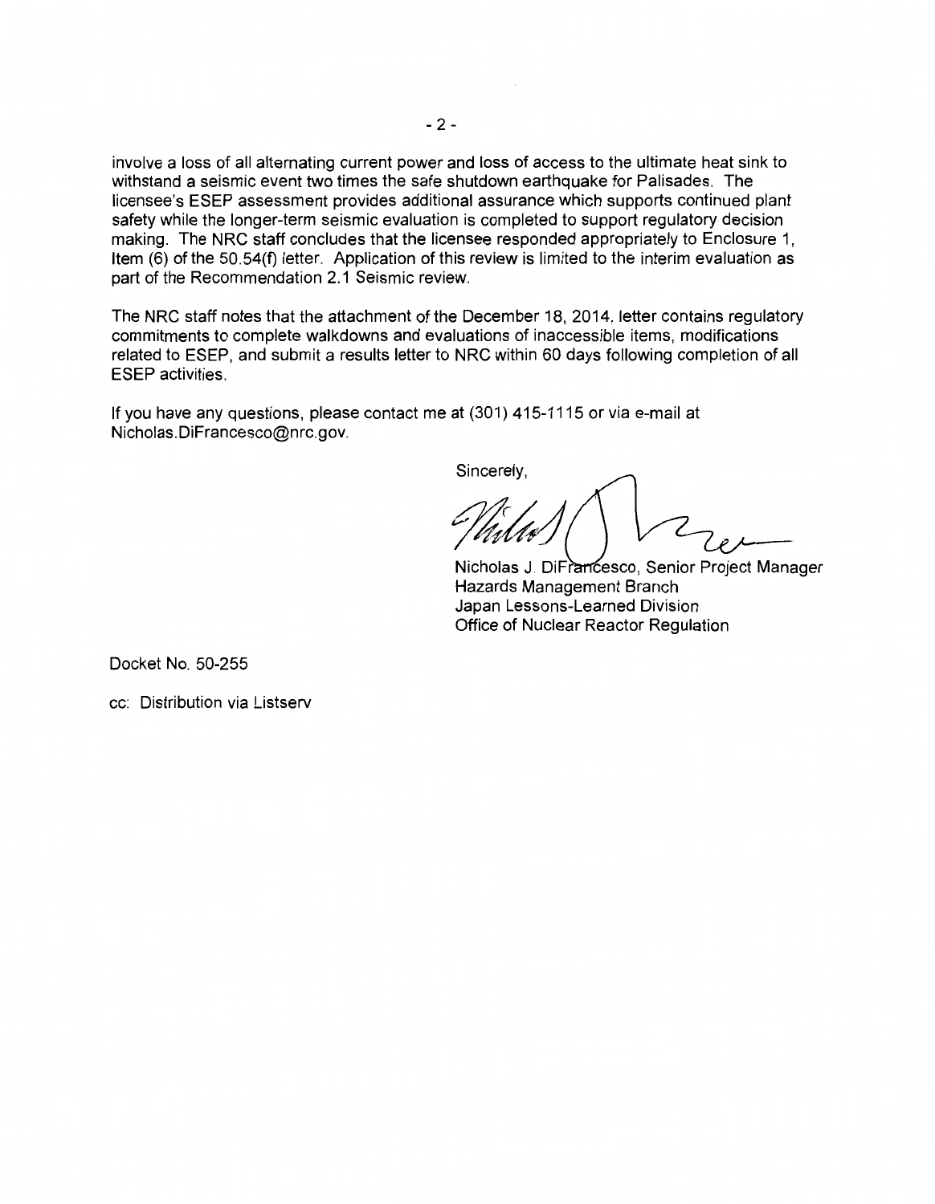involve a loss of all alternating current power and loss of access to the ultimate heat sink to withstand a seismic event two times the safe shutdown earthquake for Palisades. The licensee's ESEP assessment provides additional assurance which supports continued plant safety while the longer-term seismic evaluation is completed to support regulatory decision making. The NRC staff concludes that the licensee responded appropriately to Enclosure 1, Item (6) of the 50.54(f) letter. Application of this review is limited to the interim evaluation as part of the Recommendation 2.1 Seismic review.

The NRC staff notes that the attachment of the December 18, 2014, letter contains regulatory commitments to complete walkdowns and evaluations of inaccessible items, modifications related to ESEP, and submit a results letter to NRC within 60 days following completion of all ESEP activities.

If you have any questions, please contact me at (301) 415-1115 or via e-mail at Nicholas.DiFrancesco@nrc.gov.

Sincerely,

Nicholas J. DiFrancesco, Senior Project Manager
Hazards Management Branch
Japan Lessons-Learned Division
Office of Nuclear Reactor Regulation

Docket No. 50-255

cc: Distribution via Listserv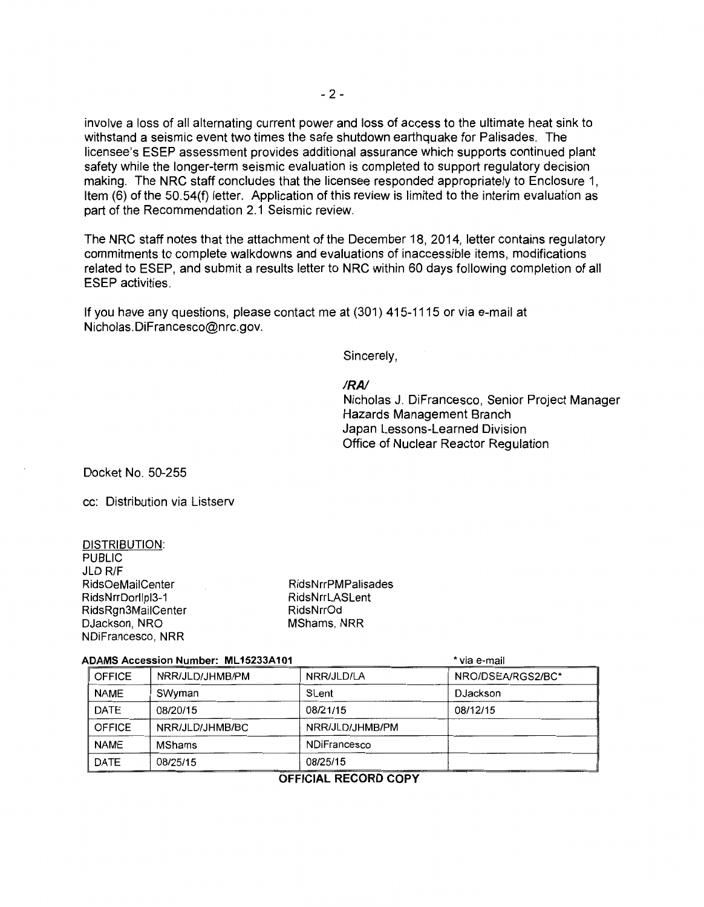involve a loss of all alternating current power and loss of access to the ultimate heat sink to withstand a seismic event two times the safe shutdown earthquake for Palisades. The licensee's ESEP assessment provides additional assurance which supports continued plant safety while the longer-term seismic evaluation is completed to support regulatory decision making. The NRC staff concludes that the licensee responded appropriately to Enclosure 1, Item (6) of the 50.54(f) letter. Application of this review is limited to the interim evaluation as part of the Recommendation 2.1 Seismic review.

The NRC staff notes that the attachment of the December 18, 2014, letter contains regulatory commitments to complete walkdowns and evaluations of inaccessible items, modifications related to ESEP, and submit a results letter to NRC within 60 days following completion of all ESEP activities.

If you have any questions, please contact me at (301) 415-1115 or via e-mail at Nicholas.DiFrancesco@nrc.gov.

Sincerely,

*/RA/*

Nicholas J. DiFrancesco, Senior Project Manager
Hazards Management Branch
Japan Lessons-Learned Division
Office of Nuclear Reactor Regulation

Docket No. 50-255

cc: Distribution via Listserv

DISTRIBUTION:
PUBLIC
JLD R/F
RidsOeMailCenter
RidsNrrDorllpl3-1
RidsRgn3MailCenter
DJackson, NRO
NDiFrancesco, NRR
RidsNrrPMPalisades
RidsNrrLASLent
RidsNrrOd
MShams, NRR

**ADAMS Accession Number: ML15233A101** \* via e-mail

| | | | |
|---|---|---|---|
| OFFICE | NRR/JLD/JHMB/PM | NRR/JLD/LA | NRO/DSEA/RGS2/BC* |
| NAME | SWyman | SLent | DJackson |
| DATE | 08/20/15 | 08/21/15 | 08/12/15 |
| OFFICE | NRR/JLD/JHMB/BC | NRR/JLD/JHMB/PM | |
| NAME | MShams | NDiFrancesco | |
| DATE | 08/25/15 | 08/25/15 | |

**OFFICIAL RECORD COPY**